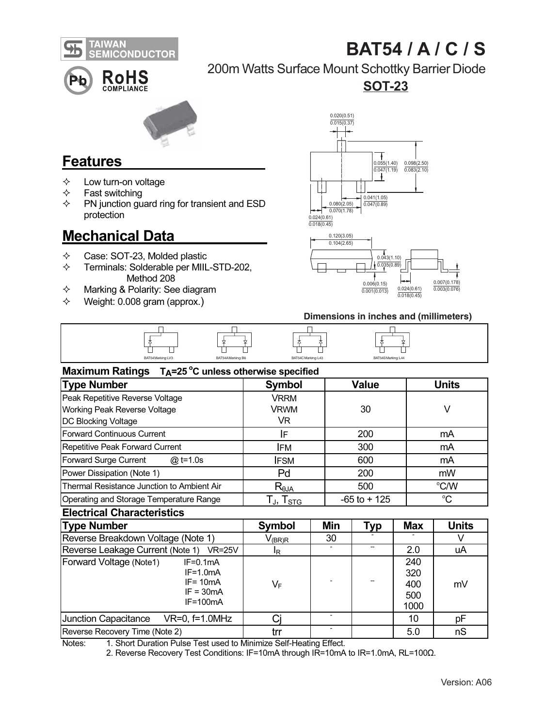TAIWAN SEMICONDUCTOR

RoHS COMPLIANCE

# BAT54 / A / C / S

200m Watts Surface Mount Schottky Barrier Diode

**SOT-23**

## Features

- Low turn-on voltage
- Fast switching
- PN junction guard ring for transient and ESD protection

## Mechanical Data

- Case: SOT-23, Molded plastic
- Terminals: Solderable per MIIL-STD-202, Method 208
- Marking & Polarity: See diagram
- Weight: 0.008 gram (approx.)

**Dimensions in inches and (millimeters)**

BAT54 Marking: LV3 BAT54A Marking: B6 BAT54C Marking: L43 BAT54S Marking: L44

### Maximum Ratings $T_A$=25 °C unless otherwise specified

| Type Number | Symbol | Value | Units |
|---|---|---|---|
| Peak Repetitive Reverse Voltage<br>Working Peak Reverse Voltage<br>DC Blocking Voltage | VRRM<br>VRWM<br>VR | 30 | V |
| Forward Continuous Current | IF | 200 | mA |
| Repetitive Peak Forward Current | IFM | 300 | mA |
| Forward Surge Current @ t=1.0s | IFSM | 600 | mA |
| Power Dissipation (Note 1) | Pd | 200 | mW |
| Thermal Resistance Junction to Ambient Air | $R_{\theta JA}$ | 500 | °C/W |
| Operating and Storage Temperature Range | $T_J$, $T_{STG}$ | -65 to + 125 | °C |

### Electrical Characteristics

| Type Number | Symbol | Min | Typ | Max | Units |
|---|---|---|---|---|---|
| Reverse Breakdown Voltage (Note 1) | $V_{(BR)R}$ | 30 | - | - | V |
| Reverse Leakage Current (Note 1) VR=25V | $I_R$ | - | -- | 2.0 | uA |
| Forward Voltage (Note1) IF=0.1mA<br>IF=1.0mA<br>IF= 10mA<br>IF = 30mA<br>IF=100mA | $V_F$ | - | -- | 240<br>320<br>400<br>500<br>1000 | mV |
| Junction Capacitance VR=0, f=1.0MHz | Cj | - | | 10 | pF |
| Reverse Recovery Time (Note 2) | trr | - | | 5.0 | nS |

Notes:
1. Short Duration Pulse Test used to Minimize Self-Heating Effect.
2. Reverse Recovery Test Conditions: IF=10mA through IR=10mA to IR=1.0mA, RL=100Ω.

Version: A06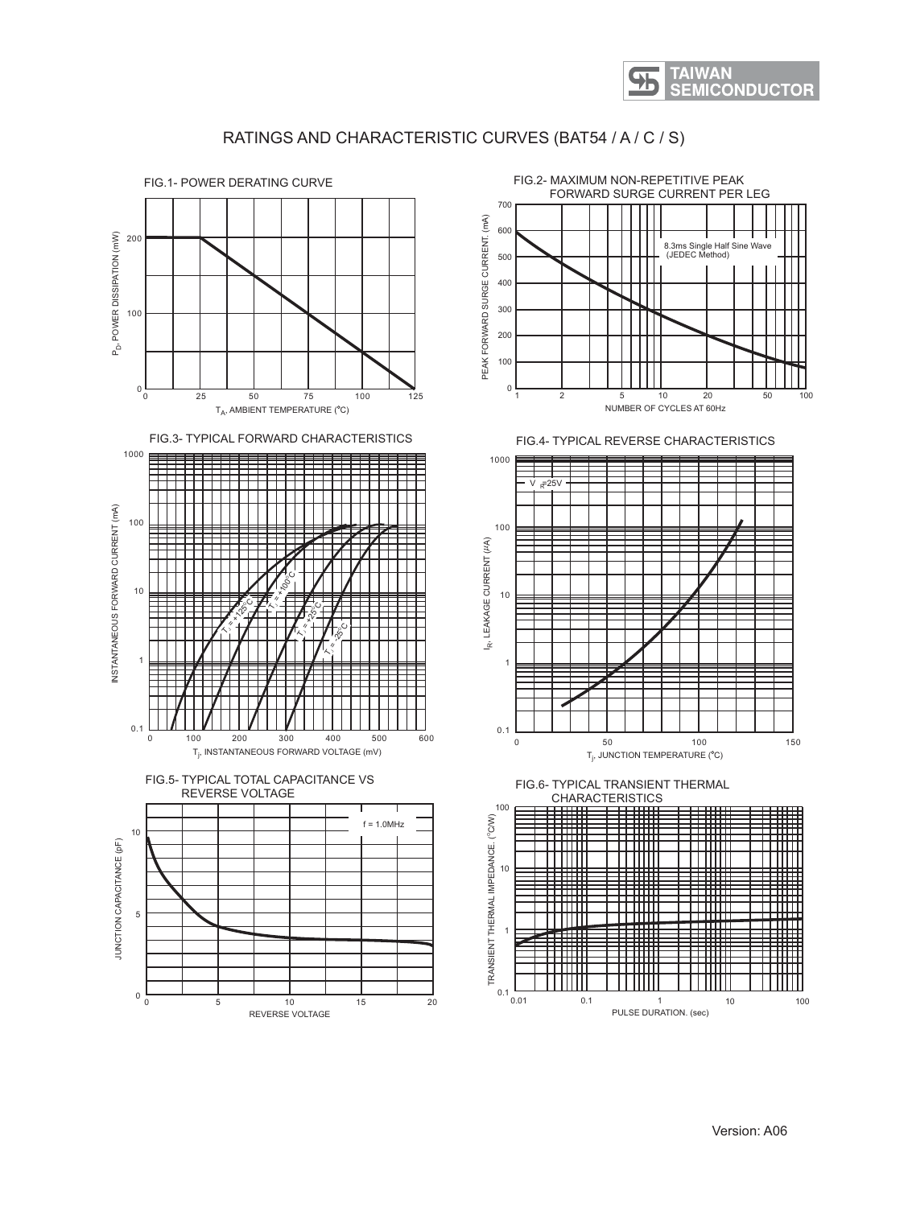# RATINGS AND CHARACTERISTIC CURVES (BAT54 / A / C / S)

FIG.1- POWER DERATING CURVE

$P_D$, POWER DISSIPATION (mW)

0
100
200

0 25 50 75 100 125

$T_A$, AMBIENT TEMPERATURE (°C)

FIG.2- MAXIMUM NON-REPETITIVE PEAK FORWARD SURGE CURRENT PER LEG

PEAK FORWARD SURGE CURRENT, (mA)

0 100 200 300 400 500 600 700

8.3ms Single Half Sine Wave (JEDEC Method)

1 2 5 10 20 50 100

NUMBER OF CYCLES AT 60Hz

FIG.3- TYPICAL FORWARD CHARACTERISTICS

INSTANTANEOUS FORWARD CURRENT (mA)

0.1 1 10 100 1000

$T_J$ = +125°C
$T_J$ = +100°C
$T_J$ = +25°C
$T_J$ = -25°C

0 100 200 300 400 500 600

$T_J$, INSTANTANEOUS FORWARD VOLTAGE (mV)

FIG.4- TYPICAL REVERSE CHARACTERISTICS

$I_R$, LEAKAGE CURRENT (μA)

0.1 1 10 100 1000

$V_R$=25V

0 50 100 150

$T_J$, JUNCTION TEMPERATURE (°C)

FIG.5- TYPICAL TOTAL CAPACITANCE VS REVERSE VOLTAGE

JUNCTION CAPACITANCE (pF)

0 5 10

f = 1.0MHz

0 5 10 15 20

REVERSE VOLTAGE

FIG.6- TYPICAL TRANSIENT THERMAL CHARACTERISTICS

TRANSIENT THERMAL IMPEDANCE. (°C/W)

0.1 1 10 100

0.01 0.1 1 10 100

PULSE DURATION. (sec)

Version: A06